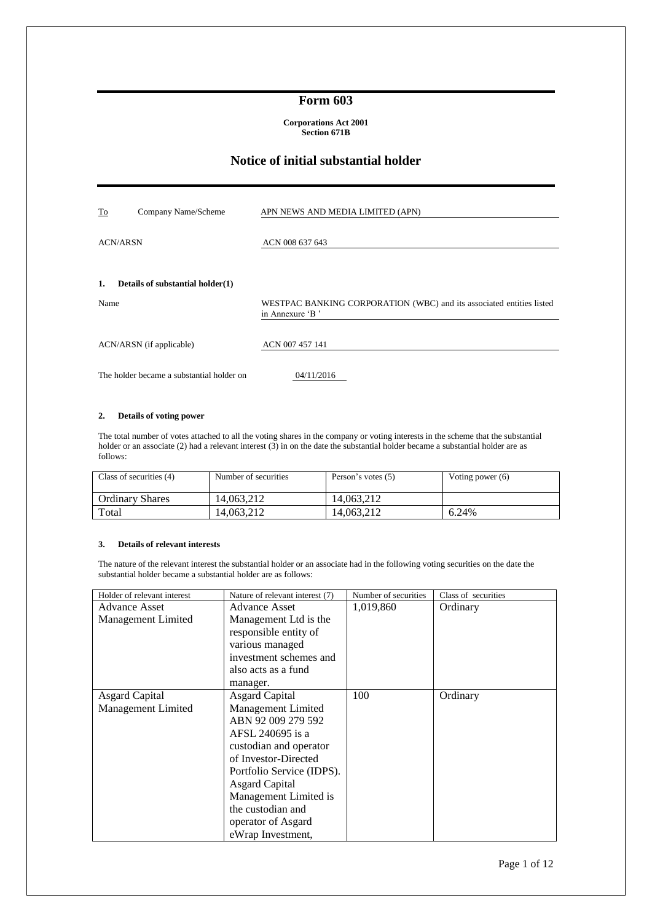# Form 603

**Corporations Act 2001**
**Section 671B**

## Notice of initial substantial holder

| | |
|---|---|
| To Company Name/Scheme | APN NEWS AND MEDIA LIMITED (APN) |
| ACN/ARSN | ACN 008 637 643 |

**1. Details of substantial holder(1)**

| | |
|---|---|
| Name | WESTPAC BANKING CORPORATION (WBC) and its associated entities listed in Annexure 'B ' |
| ACN/ARSN (if applicable) | ACN 007 457 141 |

The holder became a substantial holder on 04/11/2016

**2. Details of voting power**

The total number of votes attached to all the voting shares in the company or voting interests in the scheme that the substantial holder or an associate (2) had a relevant interest (3) in on the date the substantial holder became a substantial holder are as follows:

| Class of securities (4) | Number of securities | Person's votes (5) | Voting power (6) |
|---|---|---|---|
| Ordinary Shares | 14,063,212 | 14,063,212 | |
| Total | 14,063,212 | 14,063,212 | 6.24% |

**3. Details of relevant interests**

The nature of the relevant interest the substantial holder or an associate had in the following voting securities on the date the substantial holder became a substantial holder are as follows:

| Holder of relevant interest | Nature of relevant interest (7) | Number of securities | Class of securities |
|---|---|---|---|
| Advance Asset Management Limited | Advance Asset Management Ltd is the responsible entity of various managed investment schemes and also acts as a fund manager. | 1,019,860 | Ordinary |
| Asgard Capital Management Limited | Asgard Capital Management Limited ABN 92 009 279 592 AFSL 240695 is a custodian and operator of Investor-Directed Portfolio Service (IDPS). Asgard Capital Management Limited is the custodian and operator of Asgard eWrap Investment, | 100 | Ordinary |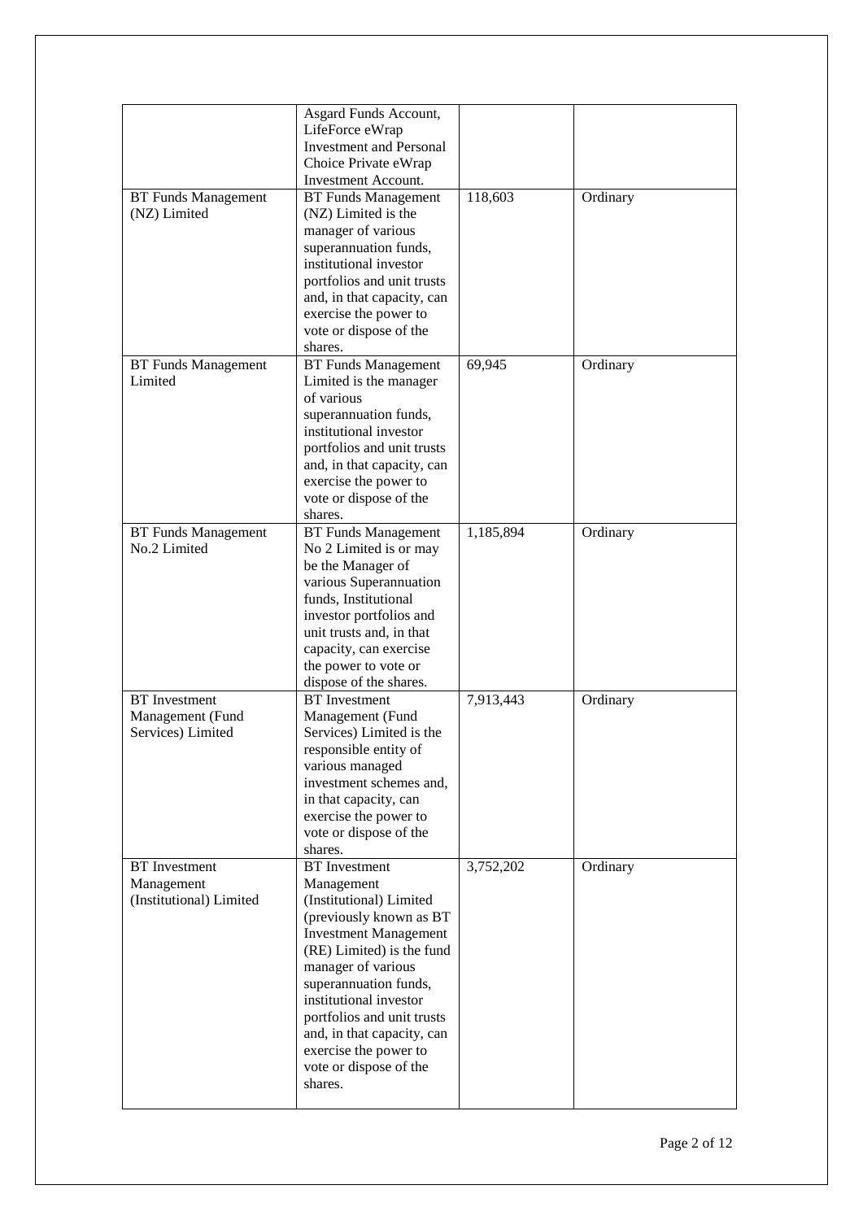| | | | |
|---|---|---|---|
| | Asgard Funds Account, LifeForce eWrap Investment and Personal Choice Private eWrap Investment Account. | | |
| BT Funds Management (NZ) Limited | BT Funds Management (NZ) Limited is the manager of various superannuation funds, institutional investor portfolios and unit trusts and, in that capacity, can exercise the power to vote or dispose of the shares. | 118,603 | Ordinary |
| BT Funds Management Limited | BT Funds Management Limited is the manager of various superannuation funds, institutional investor portfolios and unit trusts and, in that capacity, can exercise the power to vote or dispose of the shares. | 69,945 | Ordinary |
| BT Funds Management No.2 Limited | BT Funds Management No 2 Limited is or may be the Manager of various Superannuation funds, Institutional investor portfolios and unit trusts and, in that capacity, can exercise the power to vote or dispose of the shares. | 1,185,894 | Ordinary |
| BT Investment Management (Fund Services) Limited | BT Investment Management (Fund Services) Limited is the responsible entity of various managed investment schemes and, in that capacity, can exercise the power to vote or dispose of the shares. | 7,913,443 | Ordinary |
| BT Investment Management (Institutional) Limited | BT Investment Management (Institutional) Limited (previously known as BT Investment Management (RE) Limited) is the fund manager of various superannuation funds, institutional investor portfolios and unit trusts and, in that capacity, can exercise the power to vote or dispose of the shares. | 3,752,202 | Ordinary |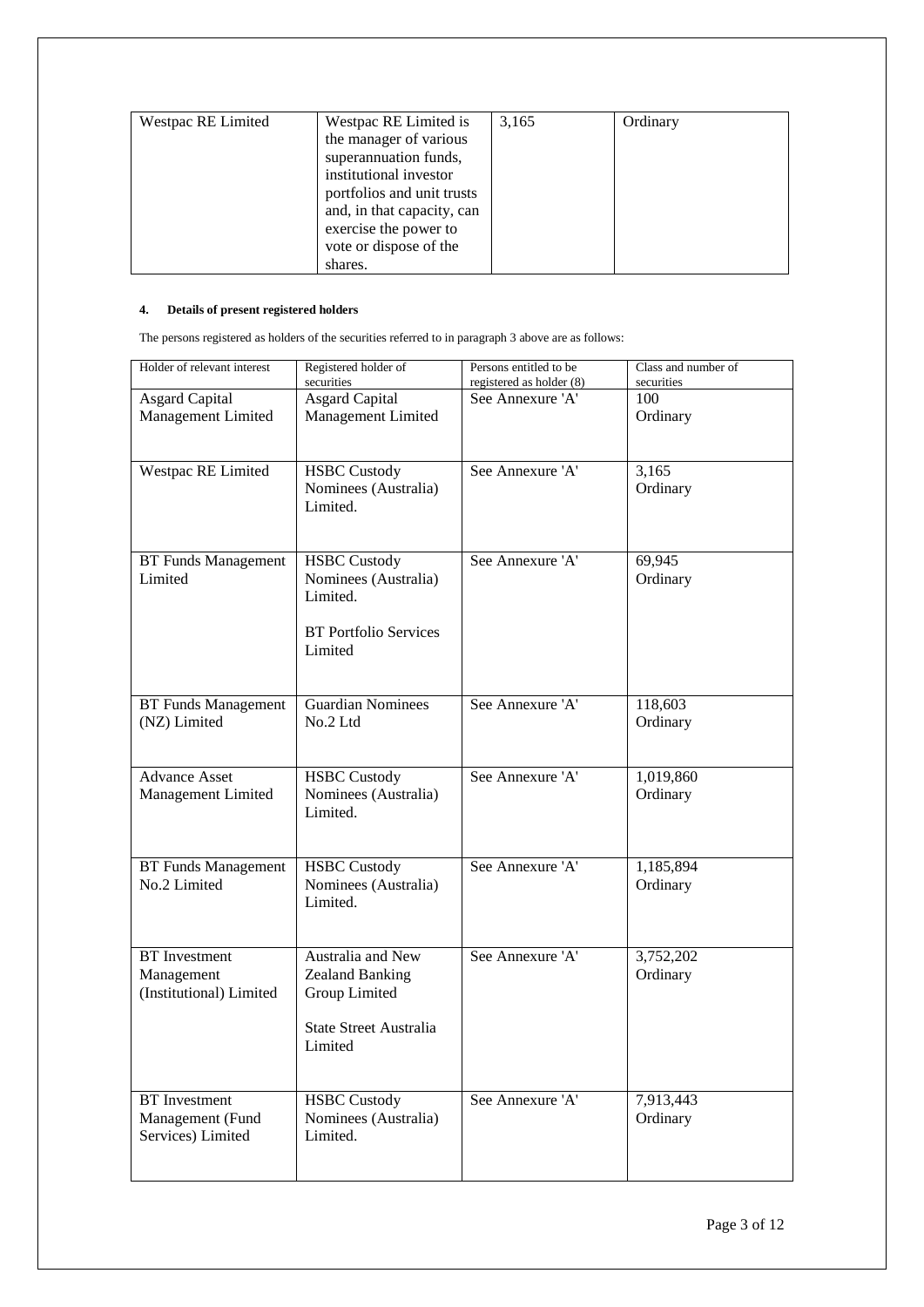| | | | |
|---|---|---|---|
| Westpac RE Limited | Westpac RE Limited is the manager of various superannuation funds, institutional investor portfolios and unit trusts and, in that capacity, can exercise the power to vote or dispose of the shares. | 3,165 | Ordinary |

**4. Details of present registered holders**

The persons registered as holders of the securities referred to in paragraph 3 above are as follows:

| Holder of relevant interest | Registered holder of securities | Persons entitled to be registered as holder (8) | Class and number of securities |
|---|---|---|---|
| Asgard Capital Management Limited | Asgard Capital Management Limited | See Annexure 'A' | 100 Ordinary |
| Westpac RE Limited | HSBC Custody Nominees (Australia) Limited. | See Annexure 'A' | 3,165 Ordinary |
| BT Funds Management Limited | HSBC Custody Nominees (Australia) Limited.<br><br>BT Portfolio Services Limited | See Annexure 'A' | 69,945 Ordinary |
| BT Funds Management (NZ) Limited | Guardian Nominees No.2 Ltd | See Annexure 'A' | 118,603 Ordinary |
| Advance Asset Management Limited | HSBC Custody Nominees (Australia) Limited. | See Annexure 'A' | 1,019,860 Ordinary |
| BT Funds Management No.2 Limited | HSBC Custody Nominees (Australia) Limited. | See Annexure 'A' | 1,185,894 Ordinary |
| BT Investment Management (Institutional) Limited | Australia and New Zealand Banking Group Limited<br><br>State Street Australia Limited | See Annexure 'A' | 3,752,202 Ordinary |
| BT Investment Management (Fund Services) Limited | HSBC Custody Nominees (Australia) Limited. | See Annexure 'A' | 7,913,443 Ordinary |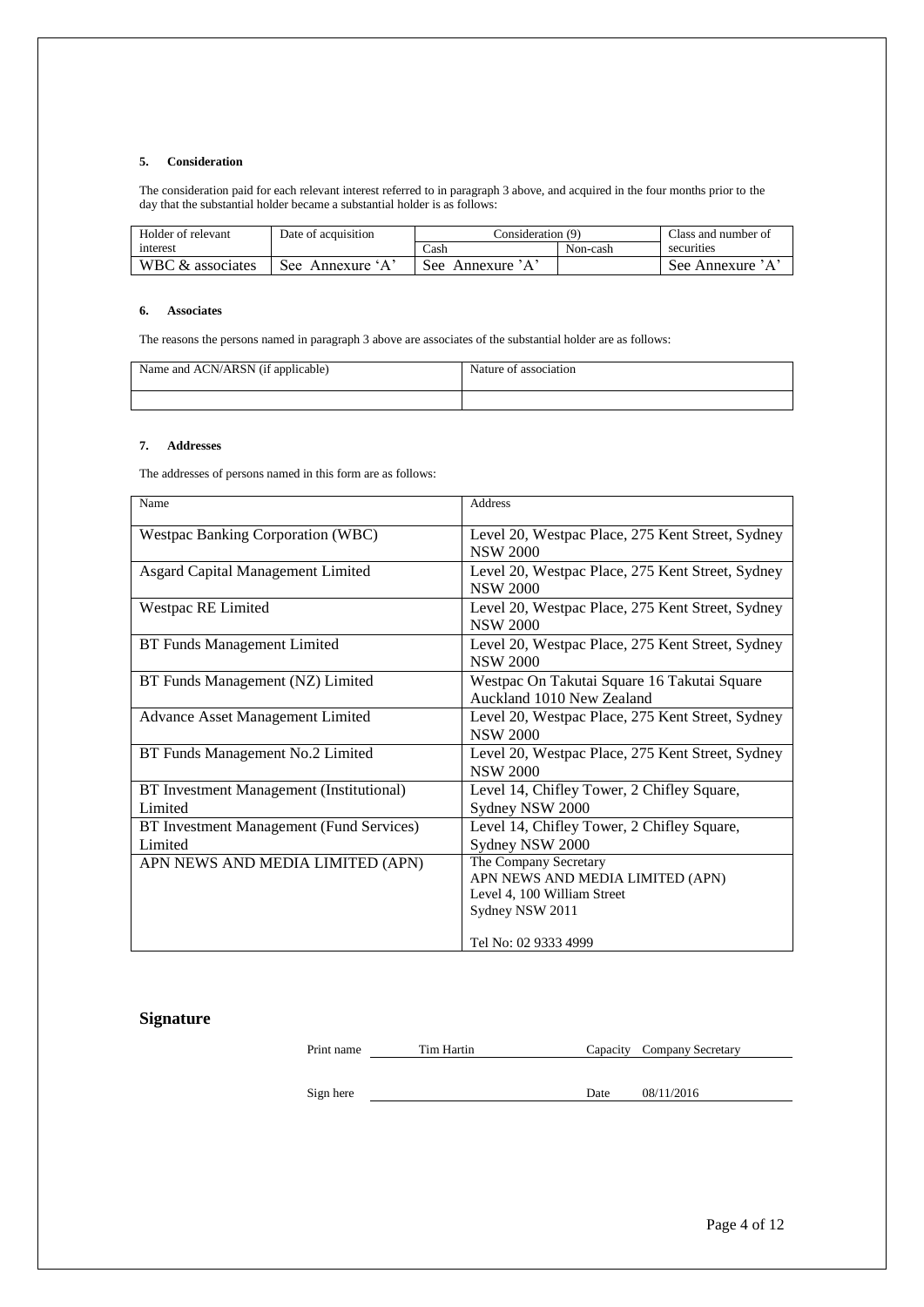**5. Consideration**

The consideration paid for each relevant interest referred to in paragraph 3 above, and acquired in the four months prior to the day that the substantial holder became a substantial holder is as follows:

| Holder of relevant interest | Date of acquisition | Consideration (9) | | Class and number of securities |
|---|---|---|---|---|
| | | Cash | Non-cash | |
| WBC & associates | See Annexure 'A' | See Annexure 'A' | | See Annexure 'A' |

**6. Associates**

The reasons the persons named in paragraph 3 above are associates of the substantial holder are as follows:

| Name and ACN/ARSN (if applicable) | Nature of association |
|---|---|
| | |

**7. Addresses**

The addresses of persons named in this form are as follows:

| Name | Address |
|---|---|
| Westpac Banking Corporation (WBC) | Level 20, Westpac Place, 275 Kent Street, Sydney NSW 2000 |
| Asgard Capital Management Limited | Level 20, Westpac Place, 275 Kent Street, Sydney NSW 2000 |
| Westpac RE Limited | Level 20, Westpac Place, 275 Kent Street, Sydney NSW 2000 |
| BT Funds Management Limited | Level 20, Westpac Place, 275 Kent Street, Sydney NSW 2000 |
| BT Funds Management (NZ) Limited | Westpac On Takutai Square 16 Takutai Square Auckland 1010 New Zealand |
| Advance Asset Management Limited | Level 20, Westpac Place, 275 Kent Street, Sydney NSW 2000 |
| BT Funds Management No.2 Limited | Level 20, Westpac Place, 275 Kent Street, Sydney NSW 2000 |
| BT Investment Management (Institutional) Limited | Level 14, Chifley Tower, 2 Chifley Square, Sydney NSW 2000 |
| BT Investment Management (Fund Services) Limited | Level 14, Chifley Tower, 2 Chifley Square, Sydney NSW 2000 |
| APN NEWS AND MEDIA LIMITED (APN) | The Company Secretary<br>APN NEWS AND MEDIA LIMITED (APN)<br>Level 4, 100 William Street<br>Sydney NSW 2011<br><br>Tel No: 02 9333 4999 |

## Signature

Print name Tim Hartin Capacity Company Secretary

Sign here Date 08/11/2016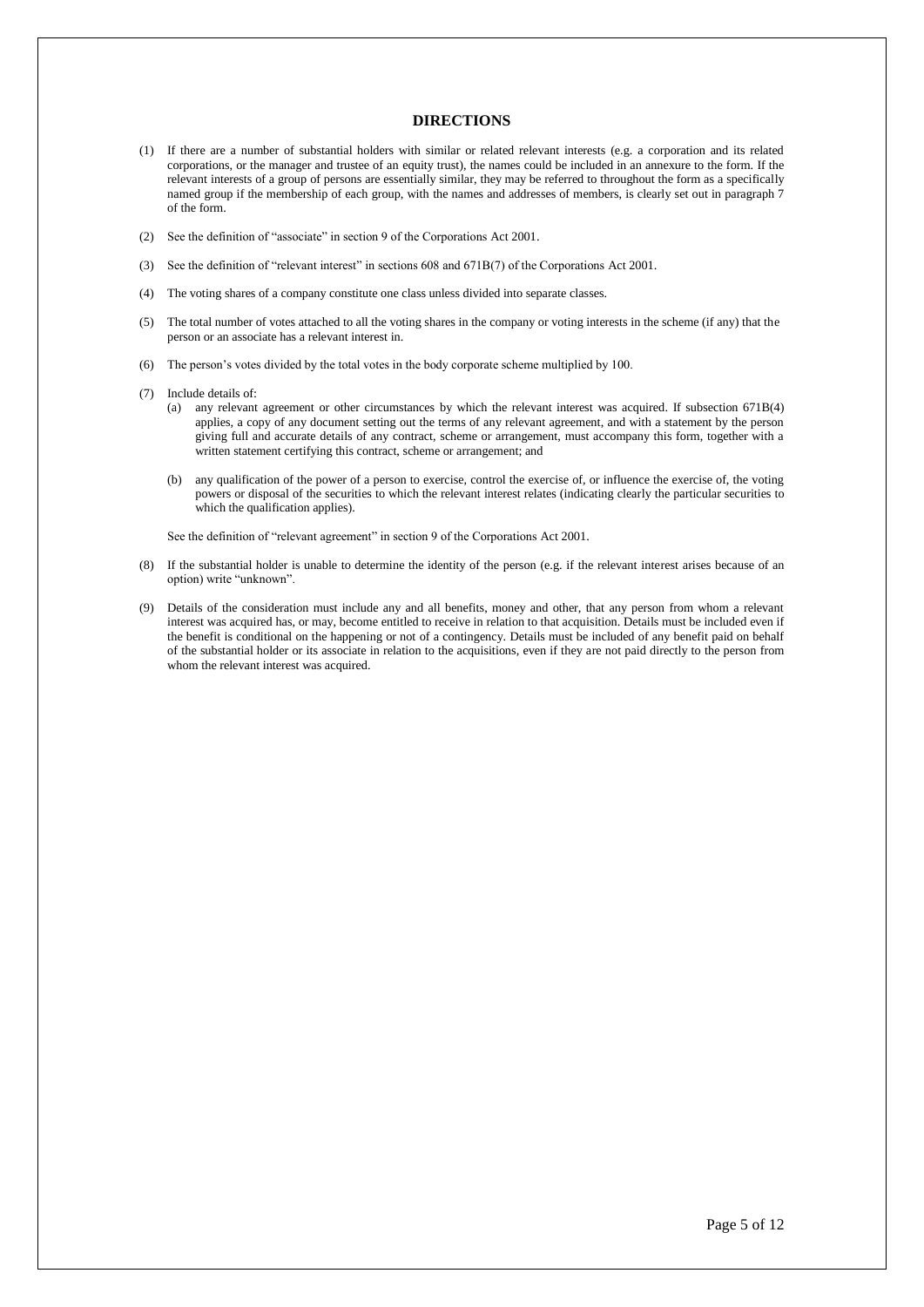## DIRECTIONS

(1) If there are a number of substantial holders with similar or related relevant interests (e.g. a corporation and its related corporations, or the manager and trustee of an equity trust), the names could be included in an annexure to the form. If the relevant interests of a group of persons are essentially similar, they may be referred to throughout the form as a specifically named group if the membership of each group, with the names and addresses of members, is clearly set out in paragraph 7 of the form.

(2) See the definition of "associate" in section 9 of the Corporations Act 2001.

(3) See the definition of "relevant interest" in sections 608 and 671B(7) of the Corporations Act 2001.

(4) The voting shares of a company constitute one class unless divided into separate classes.

(5) The total number of votes attached to all the voting shares in the company or voting interests in the scheme (if any) that the person or an associate has a relevant interest in.

(6) The person's votes divided by the total votes in the body corporate scheme multiplied by 100.

(7) Include details of:

(a) any relevant agreement or other circumstances by which the relevant interest was acquired. If subsection 671B(4) applies, a copy of any document setting out the terms of any relevant agreement, and with a statement by the person giving full and accurate details of any contract, scheme or arrangement, must accompany this form, together with a written statement certifying this contract, scheme or arrangement; and

(b) any qualification of the power of a person to exercise, control the exercise of, or influence the exercise of, the voting powers or disposal of the securities to which the relevant interest relates (indicating clearly the particular securities to which the qualification applies).

See the definition of "relevant agreement" in section 9 of the Corporations Act 2001.

(8) If the substantial holder is unable to determine the identity of the person (e.g. if the relevant interest arises because of an option) write "unknown".

(9) Details of the consideration must include any and all benefits, money and other, that any person from whom a relevant interest was acquired has, or may, become entitled to receive in relation to that acquisition. Details must be included even if the benefit is conditional on the happening or not of a contingency. Details must be included of any benefit paid on behalf of the substantial holder or its associate in relation to the acquisitions, even if they are not paid directly to the person from whom the relevant interest was acquired.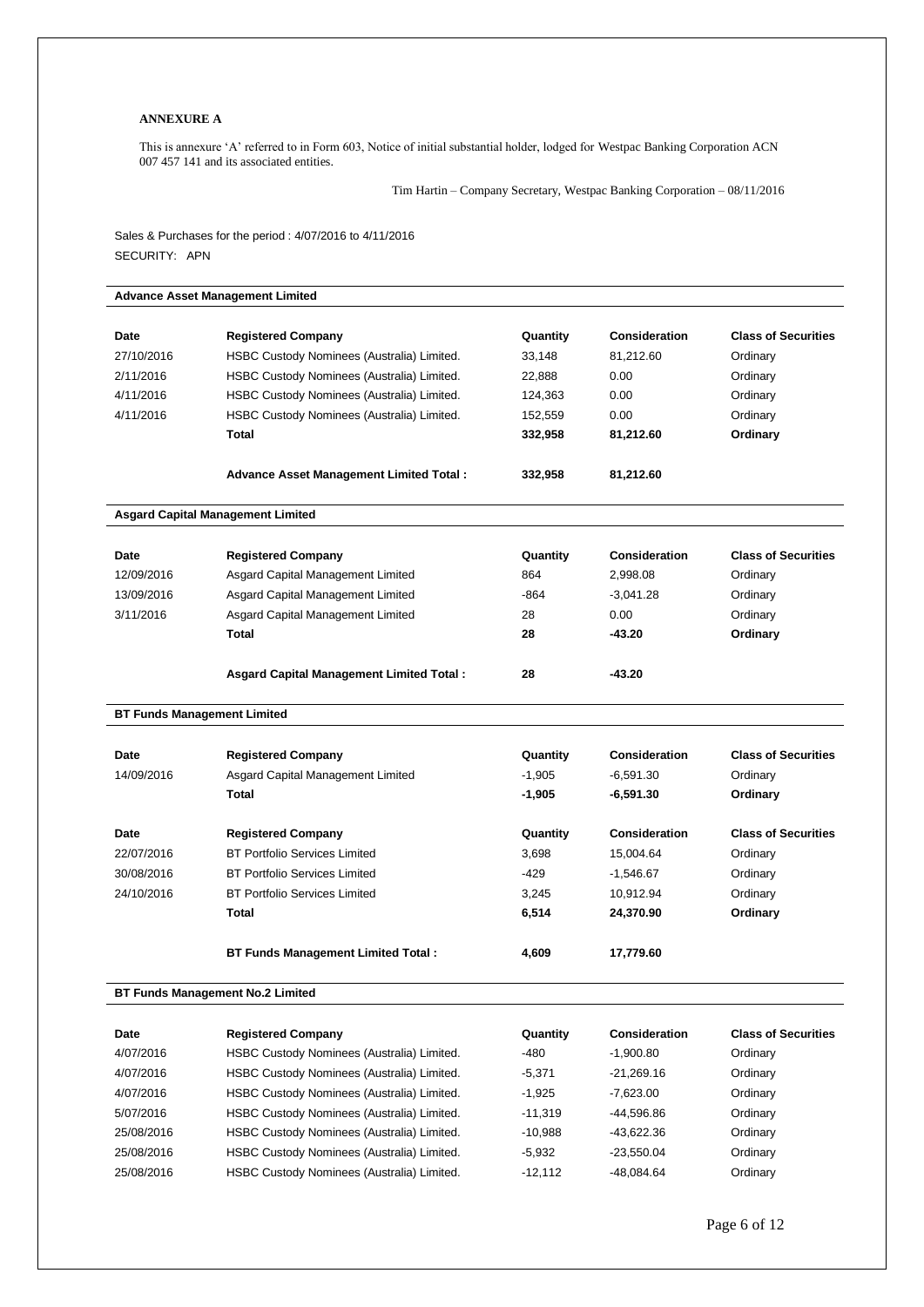**ANNEXURE A**

This is annexure 'A' referred to in Form 603, Notice of initial substantial holder, lodged for Westpac Banking Corporation ACN 007 457 141 and its associated entities.

Tim Hartin – Company Secretary, Westpac Banking Corporation – 08/11/2016

Sales & Purchases for the period : 4/07/2016 to 4/11/2016
SECURITY: APN

**Advance Asset Management Limited**

| Date | Registered Company | Quantity | Consideration | Class of Securities |
|---|---|---|---|---|
| 27/10/2016 | HSBC Custody Nominees (Australia) Limited. | 33,148 | 81,212.60 | Ordinary |
| 2/11/2016 | HSBC Custody Nominees (Australia) Limited. | 22,888 | 0.00 | Ordinary |
| 4/11/2016 | HSBC Custody Nominees (Australia) Limited. | 124,363 | 0.00 | Ordinary |
| 4/11/2016 | HSBC Custody Nominees (Australia) Limited. | 152,559 | 0.00 | Ordinary |
| | **Total** | **332,958** | **81,212.60** | **Ordinary** |
| | **Advance Asset Management Limited Total :** | **332,958** | **81,212.60** | |

**Asgard Capital Management Limited**

| Date | Registered Company | Quantity | Consideration | Class of Securities |
|---|---|---|---|---|
| 12/09/2016 | Asgard Capital Management Limited | 864 | 2,998.08 | Ordinary |
| 13/09/2016 | Asgard Capital Management Limited | -864 | -3,041.28 | Ordinary |
| 3/11/2016 | Asgard Capital Management Limited | 28 | 0.00 | Ordinary |
| | **Total** | **28** | **-43.20** | **Ordinary** |
| | **Asgard Capital Management Limited Total :** | **28** | **-43.20** | |

**BT Funds Management Limited**

| Date | Registered Company | Quantity | Consideration | Class of Securities |
|---|---|---|---|---|
| 14/09/2016 | Asgard Capital Management Limited | -1,905 | -6,591.30 | Ordinary |
| | **Total** | **-1,905** | **-6,591.30** | **Ordinary** |

| Date | Registered Company | Quantity | Consideration | Class of Securities |
|---|---|---|---|---|
| 22/07/2016 | BT Portfolio Services Limited | 3,698 | 15,004.64 | Ordinary |
| 30/08/2016 | BT Portfolio Services Limited | -429 | -1,546.67 | Ordinary |
| 24/10/2016 | BT Portfolio Services Limited | 3,245 | 10,912.94 | Ordinary |
| | **Total** | **6,514** | **24,370.90** | **Ordinary** |
| | **BT Funds Management Limited Total :** | **4,609** | **17,779.60** | |

**BT Funds Management No.2 Limited**

| Date | Registered Company | Quantity | Consideration | Class of Securities |
|---|---|---|---|---|
| 4/07/2016 | HSBC Custody Nominees (Australia) Limited. | -480 | -1,900.80 | Ordinary |
| 4/07/2016 | HSBC Custody Nominees (Australia) Limited. | -5,371 | -21,269.16 | Ordinary |
| 4/07/2016 | HSBC Custody Nominees (Australia) Limited. | -1,925 | -7,623.00 | Ordinary |
| 5/07/2016 | HSBC Custody Nominees (Australia) Limited. | -11,319 | -44,596.86 | Ordinary |
| 25/08/2016 | HSBC Custody Nominees (Australia) Limited. | -10,988 | -43,622.36 | Ordinary |
| 25/08/2016 | HSBC Custody Nominees (Australia) Limited. | -5,932 | -23,550.04 | Ordinary |
| 25/08/2016 | HSBC Custody Nominees (Australia) Limited. | -12,112 | -48,084.64 | Ordinary |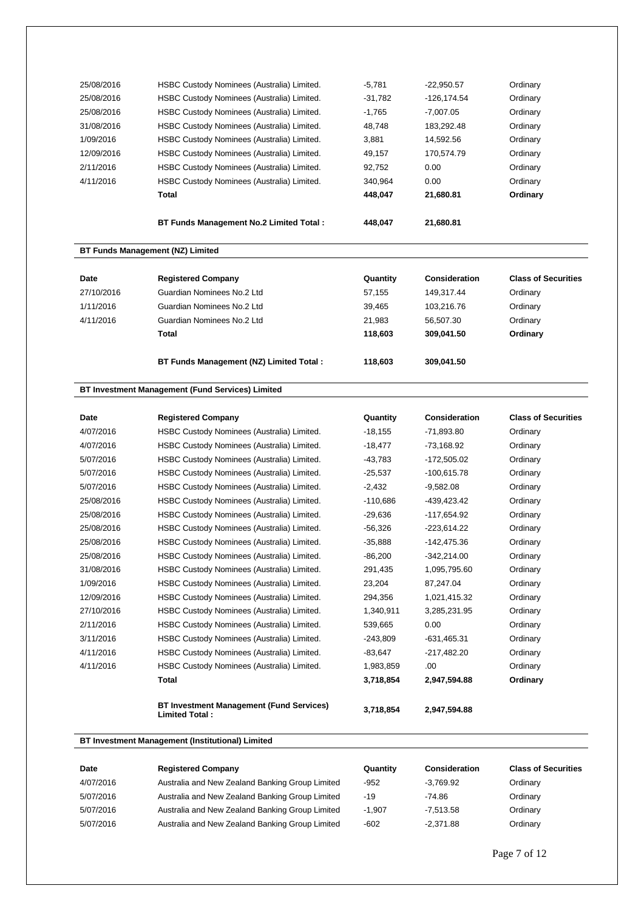| | | | | |
|---|---|---|---|---|
| 25/08/2016 | HSBC Custody Nominees (Australia) Limited. | -5,781 | -22,950.57 | Ordinary |
| 25/08/2016 | HSBC Custody Nominees (Australia) Limited. | -31,782 | -126,174.54 | Ordinary |
| 25/08/2016 | HSBC Custody Nominees (Australia) Limited. | -1,765 | -7,007.05 | Ordinary |
| 31/08/2016 | HSBC Custody Nominees (Australia) Limited. | 48,748 | 183,292.48 | Ordinary |
| 1/09/2016 | HSBC Custody Nominees (Australia) Limited. | 3,881 | 14,592.56 | Ordinary |
| 12/09/2016 | HSBC Custody Nominees (Australia) Limited. | 49,157 | 170,574.79 | Ordinary |
| 2/11/2016 | HSBC Custody Nominees (Australia) Limited. | 92,752 | 0.00 | Ordinary |
| 4/11/2016 | HSBC Custody Nominees (Australia) Limited. | 340,964 | 0.00 | Ordinary |
| | **Total** | **448,047** | **21,680.81** | **Ordinary** |
| | **BT Funds Management No.2 Limited Total :** | **448,047** | **21,680.81** | |

**BT Funds Management (NZ) Limited**

| Date | Registered Company | Quantity | Consideration | Class of Securities |
|---|---|---|---|---|
| 27/10/2016 | Guardian Nominees No.2 Ltd | 57,155 | 149,317.44 | Ordinary |
| 1/11/2016 | Guardian Nominees No.2 Ltd | 39,465 | 103,216.76 | Ordinary |
| 4/11/2016 | Guardian Nominees No.2 Ltd | 21,983 | 56,507.30 | Ordinary |
| | **Total** | **118,603** | **309,041.50** | **Ordinary** |
| | **BT Funds Management (NZ) Limited Total :** | **118,603** | **309,041.50** | |

**BT Investment Management (Fund Services) Limited**

| Date | Registered Company | Quantity | Consideration | Class of Securities |
|---|---|---|---|---|
| 4/07/2016 | HSBC Custody Nominees (Australia) Limited. | -18,155 | -71,893.80 | Ordinary |
| 4/07/2016 | HSBC Custody Nominees (Australia) Limited. | -18,477 | -73,168.92 | Ordinary |
| 5/07/2016 | HSBC Custody Nominees (Australia) Limited. | -43,783 | -172,505.02 | Ordinary |
| 5/07/2016 | HSBC Custody Nominees (Australia) Limited. | -25,537 | -100,615.78 | Ordinary |
| 5/07/2016 | HSBC Custody Nominees (Australia) Limited. | -2,432 | -9,582.08 | Ordinary |
| 25/08/2016 | HSBC Custody Nominees (Australia) Limited. | -110,686 | -439,423.42 | Ordinary |
| 25/08/2016 | HSBC Custody Nominees (Australia) Limited. | -29,636 | -117,654.92 | Ordinary |
| 25/08/2016 | HSBC Custody Nominees (Australia) Limited. | -56,326 | -223,614.22 | Ordinary |
| 25/08/2016 | HSBC Custody Nominees (Australia) Limited. | -35,888 | -142,475.36 | Ordinary |
| 25/08/2016 | HSBC Custody Nominees (Australia) Limited. | -86,200 | -342,214.00 | Ordinary |
| 31/08/2016 | HSBC Custody Nominees (Australia) Limited. | 291,435 | 1,095,795.60 | Ordinary |
| 1/09/2016 | HSBC Custody Nominees (Australia) Limited. | 23,204 | 87,247.04 | Ordinary |
| 12/09/2016 | HSBC Custody Nominees (Australia) Limited. | 294,356 | 1,021,415.32 | Ordinary |
| 27/10/2016 | HSBC Custody Nominees (Australia) Limited. | 1,340,911 | 3,285,231.95 | Ordinary |
| 2/11/2016 | HSBC Custody Nominees (Australia) Limited. | 539,665 | 0.00 | Ordinary |
| 3/11/2016 | HSBC Custody Nominees (Australia) Limited. | -243,809 | -631,465.31 | Ordinary |
| 4/11/2016 | HSBC Custody Nominees (Australia) Limited. | -83,647 | -217,482.20 | Ordinary |
| 4/11/2016 | HSBC Custody Nominees (Australia) Limited. | 1,983,859 | .00 | Ordinary |
| | **Total** | **3,718,854** | **2,947,594.88** | **Ordinary** |
| | **BT Investment Management (Fund Services) Limited Total :** | **3,718,854** | **2,947,594.88** | |

**BT Investment Management (Institutional) Limited**

| Date | Registered Company | Quantity | Consideration | Class of Securities |
|---|---|---|---|---|
| 4/07/2016 | Australia and New Zealand Banking Group Limited | -952 | -3,769.92 | Ordinary |
| 5/07/2016 | Australia and New Zealand Banking Group Limited | -19 | -74.86 | Ordinary |
| 5/07/2016 | Australia and New Zealand Banking Group Limited | -1,907 | -7,513.58 | Ordinary |
| 5/07/2016 | Australia and New Zealand Banking Group Limited | -602 | -2,371.88 | Ordinary |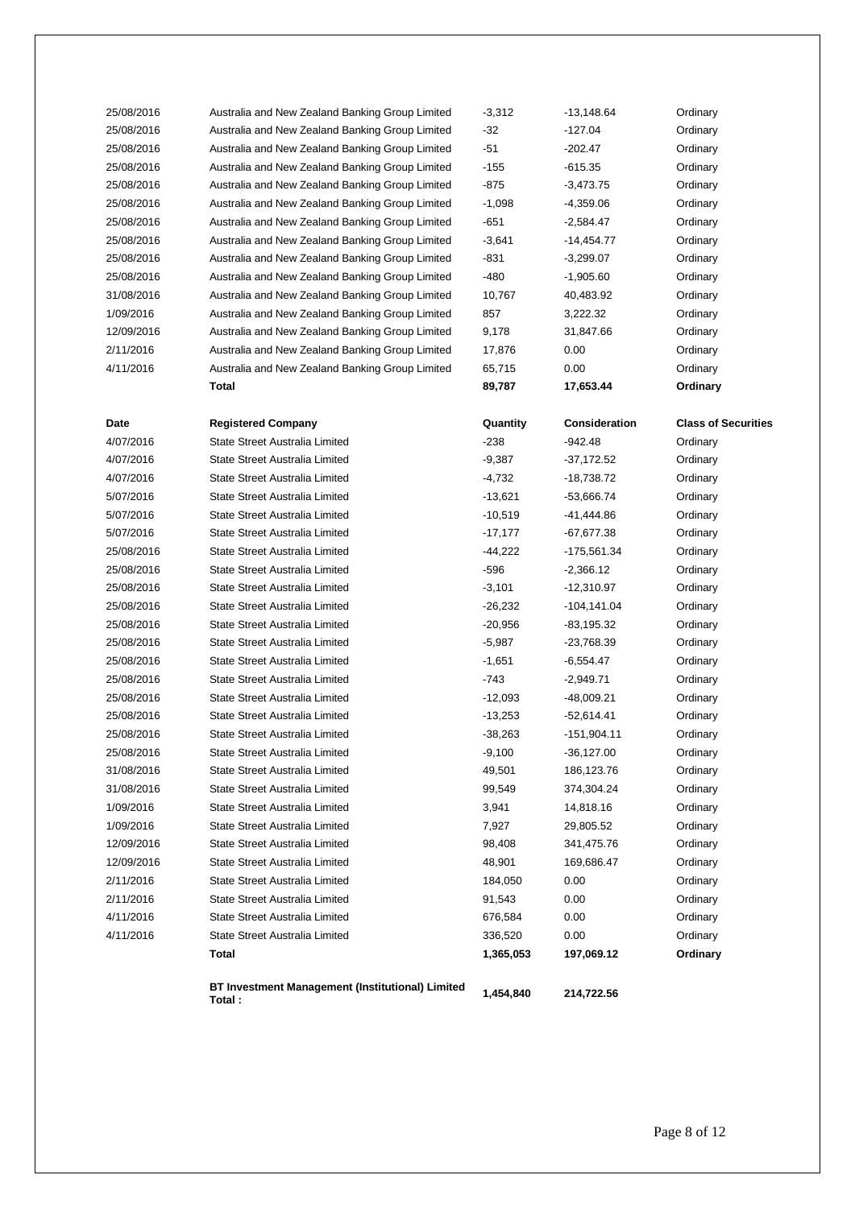| | | | | |
|---|---|---|---|---|
| 25/08/2016 | Australia and New Zealand Banking Group Limited | -3,312 | -13,148.64 | Ordinary |
| 25/08/2016 | Australia and New Zealand Banking Group Limited | -32 | -127.04 | Ordinary |
| 25/08/2016 | Australia and New Zealand Banking Group Limited | -51 | -202.47 | Ordinary |
| 25/08/2016 | Australia and New Zealand Banking Group Limited | -155 | -615.35 | Ordinary |
| 25/08/2016 | Australia and New Zealand Banking Group Limited | -875 | -3,473.75 | Ordinary |
| 25/08/2016 | Australia and New Zealand Banking Group Limited | -1,098 | -4,359.06 | Ordinary |
| 25/08/2016 | Australia and New Zealand Banking Group Limited | -651 | -2,584.47 | Ordinary |
| 25/08/2016 | Australia and New Zealand Banking Group Limited | -3,641 | -14,454.77 | Ordinary |
| 25/08/2016 | Australia and New Zealand Banking Group Limited | -831 | -3,299.07 | Ordinary |
| 25/08/2016 | Australia and New Zealand Banking Group Limited | -480 | -1,905.60 | Ordinary |
| 31/08/2016 | Australia and New Zealand Banking Group Limited | 10,767 | 40,483.92 | Ordinary |
| 1/09/2016 | Australia and New Zealand Banking Group Limited | 857 | 3,222.32 | Ordinary |
| 12/09/2016 | Australia and New Zealand Banking Group Limited | 9,178 | 31,847.66 | Ordinary |
| 2/11/2016 | Australia and New Zealand Banking Group Limited | 17,876 | 0.00 | Ordinary |
| 4/11/2016 | Australia and New Zealand Banking Group Limited | 65,715 | 0.00 | Ordinary |
| | **Total** | **89,787** | **17,653.44** | **Ordinary** |

| Date | Registered Company | Quantity | Consideration | Class of Securities |
|---|---|---|---|---|
| 4/07/2016 | State Street Australia Limited | -238 | -942.48 | Ordinary |
| 4/07/2016 | State Street Australia Limited | -9,387 | -37,172.52 | Ordinary |
| 4/07/2016 | State Street Australia Limited | -4,732 | -18,738.72 | Ordinary |
| 5/07/2016 | State Street Australia Limited | -13,621 | -53,666.74 | Ordinary |
| 5/07/2016 | State Street Australia Limited | -10,519 | -41,444.86 | Ordinary |
| 5/07/2016 | State Street Australia Limited | -17,177 | -67,677.38 | Ordinary |
| 25/08/2016 | State Street Australia Limited | -44,222 | -175,561.34 | Ordinary |
| 25/08/2016 | State Street Australia Limited | -596 | -2,366.12 | Ordinary |
| 25/08/2016 | State Street Australia Limited | -3,101 | -12,310.97 | Ordinary |
| 25/08/2016 | State Street Australia Limited | -26,232 | -104,141.04 | Ordinary |
| 25/08/2016 | State Street Australia Limited | -20,956 | -83,195.32 | Ordinary |
| 25/08/2016 | State Street Australia Limited | -5,987 | -23,768.39 | Ordinary |
| 25/08/2016 | State Street Australia Limited | -1,651 | -6,554.47 | Ordinary |
| 25/08/2016 | State Street Australia Limited | -743 | -2,949.71 | Ordinary |
| 25/08/2016 | State Street Australia Limited | -12,093 | -48,009.21 | Ordinary |
| 25/08/2016 | State Street Australia Limited | -13,253 | -52,614.41 | Ordinary |
| 25/08/2016 | State Street Australia Limited | -38,263 | -151,904.11 | Ordinary |
| 25/08/2016 | State Street Australia Limited | -9,100 | -36,127.00 | Ordinary |
| 31/08/2016 | State Street Australia Limited | 49,501 | 186,123.76 | Ordinary |
| 31/08/2016 | State Street Australia Limited | 99,549 | 374,304.24 | Ordinary |
| 1/09/2016 | State Street Australia Limited | 3,941 | 14,818.16 | Ordinary |
| 1/09/2016 | State Street Australia Limited | 7,927 | 29,805.52 | Ordinary |
| 12/09/2016 | State Street Australia Limited | 98,408 | 341,475.76 | Ordinary |
| 12/09/2016 | State Street Australia Limited | 48,901 | 169,686.47 | Ordinary |
| 2/11/2016 | State Street Australia Limited | 184,050 | 0.00 | Ordinary |
| 2/11/2016 | State Street Australia Limited | 91,543 | 0.00 | Ordinary |
| 4/11/2016 | State Street Australia Limited | 676,584 | 0.00 | Ordinary |
| 4/11/2016 | State Street Australia Limited | 336,520 | 0.00 | Ordinary |
| | **Total** | **1,365,053** | **197,069.12** | **Ordinary** |
| | **BT Investment Management (Institutional) Limited Total :** | **1,454,840** | **214,722.56** | |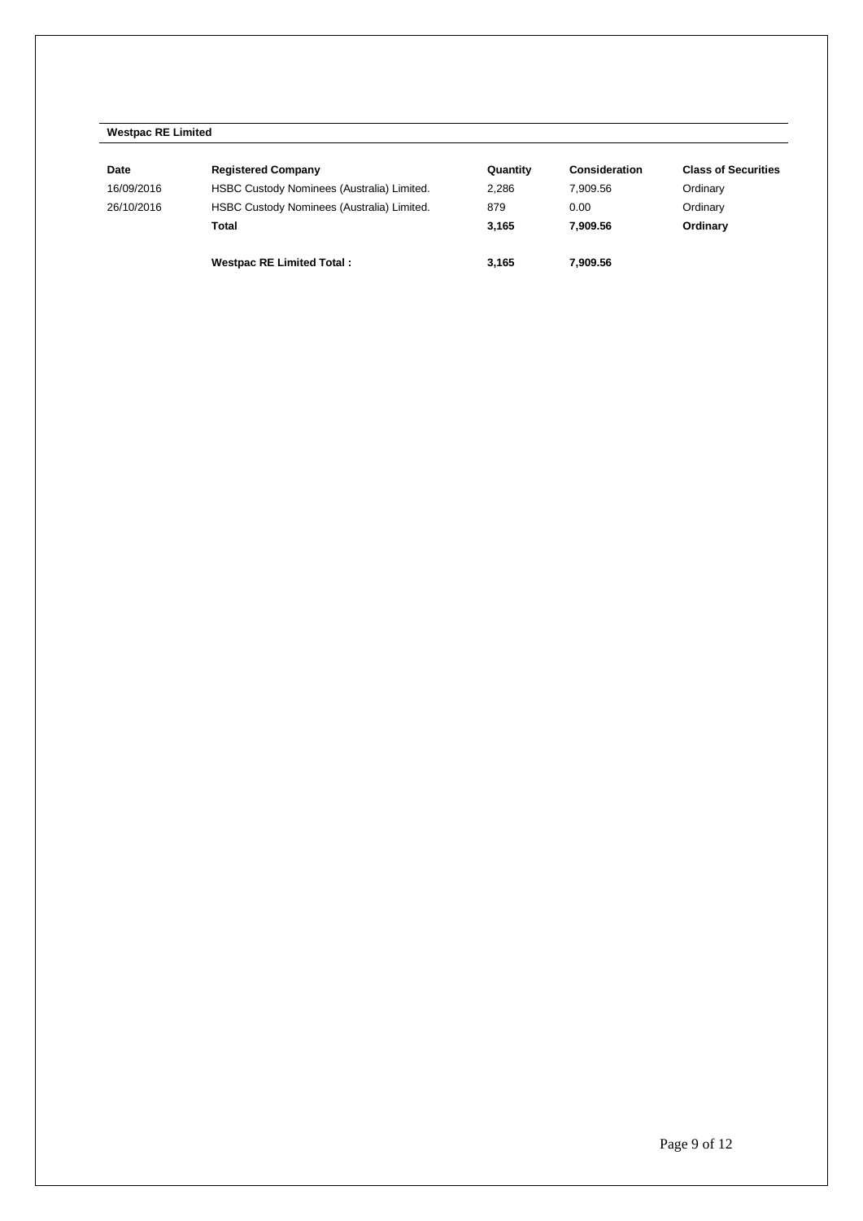**Westpac RE Limited**

| Date | Registered Company | Quantity | Consideration | Class of Securities |
|---|---|---|---|---|
| 16/09/2016 | HSBC Custody Nominees (Australia) Limited. | 2,286 | 7,909.56 | Ordinary |
| 26/10/2016 | HSBC Custody Nominees (Australia) Limited. | 879 | 0.00 | Ordinary |
| | **Total** | **3,165** | **7,909.56** | **Ordinary** |
| | **Westpac RE Limited Total :** | **3,165** | **7,909.56** | |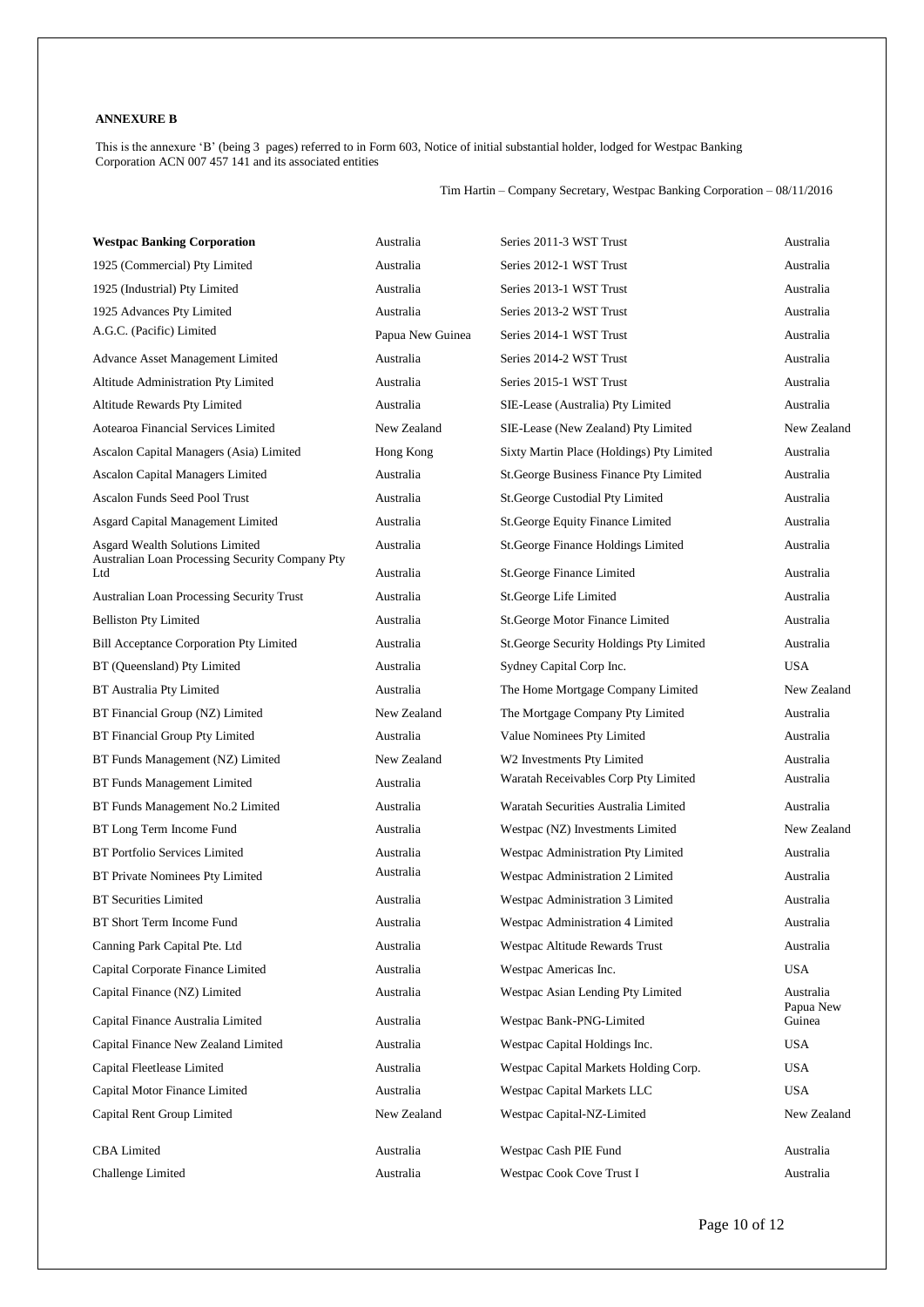**ANNEXURE B**

This is the annexure 'B' (being 3 pages) referred to in Form 603, Notice of initial substantial holder, lodged for Westpac Banking Corporation ACN 007 457 141 and its associated entities

Tim Hartin – Company Secretary, Westpac Banking Corporation – 08/11/2016

| | | | |
|---|---|---|---|
| **Westpac Banking Corporation** | Australia | Series 2011-3 WST Trust | Australia |
| 1925 (Commercial) Pty Limited | Australia | Series 2012-1 WST Trust | Australia |
| 1925 (Industrial) Pty Limited | Australia | Series 2013-1 WST Trust | Australia |
| 1925 Advances Pty Limited | Australia | Series 2013-2 WST Trust | Australia |
| A.G.C. (Pacific) Limited | Papua New Guinea | Series 2014-1 WST Trust | Australia |
| Advance Asset Management Limited | Australia | Series 2014-2 WST Trust | Australia |
| Altitude Administration Pty Limited | Australia | Series 2015-1 WST Trust | Australia |
| Altitude Rewards Pty Limited | Australia | SIE-Lease (Australia) Pty Limited | Australia |
| Aotearoa Financial Services Limited | New Zealand | SIE-Lease (New Zealand) Pty Limited | New Zealand |
| Ascalon Capital Managers (Asia) Limited | Hong Kong | Sixty Martin Place (Holdings) Pty Limited | Australia |
| Ascalon Capital Managers Limited | Australia | St.George Business Finance Pty Limited | Australia |
| Ascalon Funds Seed Pool Trust | Australia | St.George Custodial Pty Limited | Australia |
| Asgard Capital Management Limited | Australia | St.George Equity Finance Limited | Australia |
| Asgard Wealth Solutions Limited | Australia | St.George Finance Holdings Limited | Australia |
| Australian Loan Processing Security Company Pty Ltd | Australia | St.George Finance Limited | Australia |
| Australian Loan Processing Security Trust | Australia | St.George Life Limited | Australia |
| Belliston Pty Limited | Australia | St.George Motor Finance Limited | Australia |
| Bill Acceptance Corporation Pty Limited | Australia | St.George Security Holdings Pty Limited | Australia |
| BT (Queensland) Pty Limited | Australia | Sydney Capital Corp Inc. | USA |
| BT Australia Pty Limited | Australia | The Home Mortgage Company Limited | New Zealand |
| BT Financial Group (NZ) Limited | New Zealand | The Mortgage Company Pty Limited | Australia |
| BT Financial Group Pty Limited | Australia | Value Nominees Pty Limited | Australia |
| BT Funds Management (NZ) Limited | New Zealand | W2 Investments Pty Limited | Australia |
| BT Funds Management Limited | Australia | Waratah Receivables Corp Pty Limited | Australia |
| BT Funds Management No.2 Limited | Australia | Waratah Securities Australia Limited | Australia |
| BT Long Term Income Fund | Australia | Westpac (NZ) Investments Limited | New Zealand |
| BT Portfolio Services Limited | Australia | Westpac Administration Pty Limited | Australia |
| BT Private Nominees Pty Limited | Australia | Westpac Administration 2 Limited | Australia |
| BT Securities Limited | Australia | Westpac Administration 3 Limited | Australia |
| BT Short Term Income Fund | Australia | Westpac Administration 4 Limited | Australia |
| Canning Park Capital Pte. Ltd | Australia | Westpac Altitude Rewards Trust | Australia |
| Capital Corporate Finance Limited | Australia | Westpac Americas Inc. | USA |
| Capital Finance (NZ) Limited | Australia | Westpac Asian Lending Pty Limited | Australia |
| Capital Finance Australia Limited | Australia | Westpac Bank-PNG-Limited | Papua New Guinea |
| Capital Finance New Zealand Limited | Australia | Westpac Capital Holdings Inc. | USA |
| Capital Fleetlease Limited | Australia | Westpac Capital Markets Holding Corp. | USA |
| Capital Motor Finance Limited | Australia | Westpac Capital Markets LLC | USA |
| Capital Rent Group Limited | New Zealand | Westpac Capital-NZ-Limited | New Zealand |
| CBA Limited | Australia | Westpac Cash PIE Fund | Australia |
| Challenge Limited | Australia | Westpac Cook Cove Trust I | Australia |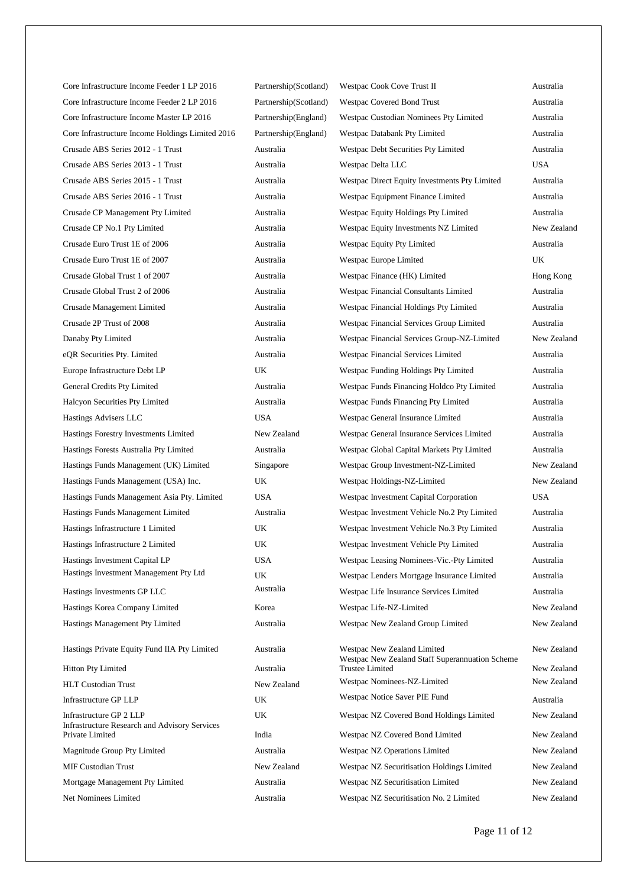| | | | |
|---|---|---|---|
| Core Infrastructure Income Feeder 1 LP 2016 | Partnership(Scotland) | Westpac Cook Cove Trust II | Australia |
| Core Infrastructure Income Feeder 2 LP 2016 | Partnership(Scotland) | Westpac Covered Bond Trust | Australia |
| Core Infrastructure Income Master LP 2016 | Partnership(England) | Westpac Custodian Nominees Pty Limited | Australia |
| Core Infrastructure Income Holdings Limited 2016 | Partnership(England) | Westpac Databank Pty Limited | Australia |
| Crusade ABS Series 2012 - 1 Trust | Australia | Westpac Debt Securities Pty Limited | Australia |
| Crusade ABS Series 2013 - 1 Trust | Australia | Westpac Delta LLC | USA |
| Crusade ABS Series 2015 - 1 Trust | Australia | Westpac Direct Equity Investments Pty Limited | Australia |
| Crusade ABS Series 2016 - 1 Trust | Australia | Westpac Equipment Finance Limited | Australia |
| Crusade CP Management Pty Limited | Australia | Westpac Equity Holdings Pty Limited | Australia |
| Crusade CP No.1 Pty Limited | Australia | Westpac Equity Investments NZ Limited | New Zealand |
| Crusade Euro Trust 1E of 2006 | Australia | Westpac Equity Pty Limited | Australia |
| Crusade Euro Trust 1E of 2007 | Australia | Westpac Europe Limited | UK |
| Crusade Global Trust 1 of 2007 | Australia | Westpac Finance (HK) Limited | Hong Kong |
| Crusade Global Trust 2 of 2006 | Australia | Westpac Financial Consultants Limited | Australia |
| Crusade Management Limited | Australia | Westpac Financial Holdings Pty Limited | Australia |
| Crusade 2P Trust of 2008 | Australia | Westpac Financial Services Group Limited | Australia |
| Danaby Pty Limited | Australia | Westpac Financial Services Group-NZ-Limited | New Zealand |
| eQR Securities Pty. Limited | Australia | Westpac Financial Services Limited | Australia |
| Europe Infrastructure Debt LP | UK | Westpac Funding Holdings Pty Limited | Australia |
| General Credits Pty Limited | Australia | Westpac Funds Financing Holdco Pty Limited | Australia |
| Halcyon Securities Pty Limited | Australia | Westpac Funds Financing Pty Limited | Australia |
| Hastings Advisers LLC | USA | Westpac General Insurance Limited | Australia |
| Hastings Forestry Investments Limited | New Zealand | Westpac General Insurance Services Limited | Australia |
| Hastings Forests Australia Pty Limited | Australia | Westpac Global Capital Markets Pty Limited | Australia |
| Hastings Funds Management (UK) Limited | Singapore | Westpac Group Investment-NZ-Limited | New Zealand |
| Hastings Funds Management (USA) Inc. | UK | Westpac Holdings-NZ-Limited | New Zealand |
| Hastings Funds Management Asia Pty. Limited | USA | Westpac Investment Capital Corporation | USA |
| Hastings Funds Management Limited | Australia | Westpac Investment Vehicle No.2 Pty Limited | Australia |
| Hastings Infrastructure 1 Limited | UK | Westpac Investment Vehicle No.3 Pty Limited | Australia |
| Hastings Infrastructure 2 Limited | UK | Westpac Investment Vehicle Pty Limited | Australia |
| Hastings Investment Capital LP | USA | Westpac Leasing Nominees-Vic.-Pty Limited | Australia |
| Hastings Investment Management Pty Ltd | UK | Westpac Lenders Mortgage Insurance Limited | Australia |
| Hastings Investments GP LLC | Australia | Westpac Life Insurance Services Limited | Australia |
| Hastings Korea Company Limited | Korea | Westpac Life-NZ-Limited | New Zealand |
| Hastings Management Pty Limited | Australia | Westpac New Zealand Group Limited | New Zealand |
| Hastings Private Equity Fund IIA Pty Limited | Australia | Westpac New Zealand Limited | New Zealand |
| Hitton Pty Limited | Australia | Westpac New Zealand Staff Superannuation Scheme Trustee Limited | New Zealand |
| HLT Custodian Trust | New Zealand | Westpac Nominees-NZ-Limited | New Zealand |
| Infrastructure GP LLP | UK | Westpac Notice Saver PIE Fund | Australia |
| Infrastructure GP 2 LLP | UK | Westpac NZ Covered Bond Holdings Limited | New Zealand |
| Infrastructure Research and Advisory Services Private Limited | India | Westpac NZ Covered Bond Limited | New Zealand |
| Magnitude Group Pty Limited | Australia | Westpac NZ Operations Limited | New Zealand |
| MIF Custodian Trust | New Zealand | Westpac NZ Securitisation Holdings Limited | New Zealand |
| Mortgage Management Pty Limited | Australia | Westpac NZ Securitisation Limited | New Zealand |
| Net Nominees Limited | Australia | Westpac NZ Securitisation No. 2 Limited | New Zealand |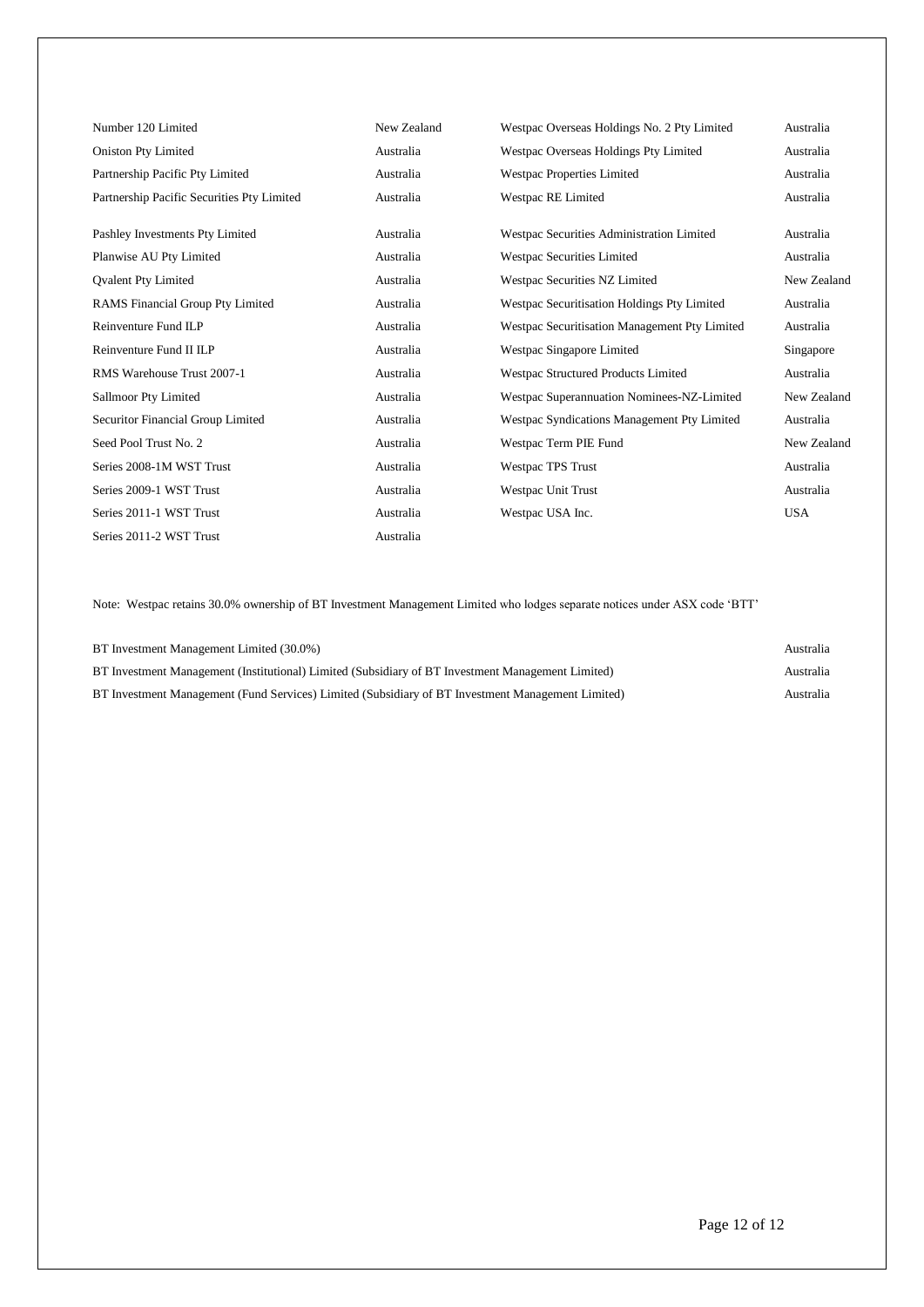| | | | |
|---|---|---|---|
| Number 120 Limited | New Zealand | Westpac Overseas Holdings No. 2 Pty Limited | Australia |
| Oniston Pty Limited | Australia | Westpac Overseas Holdings Pty Limited | Australia |
| Partnership Pacific Pty Limited | Australia | Westpac Properties Limited | Australia |
| Partnership Pacific Securities Pty Limited | Australia | Westpac RE Limited | Australia |
| Pashley Investments Pty Limited | Australia | Westpac Securities Administration Limited | Australia |
| Planwise AU Pty Limited | Australia | Westpac Securities Limited | Australia |
| Qvalent Pty Limited | Australia | Westpac Securities NZ Limited | New Zealand |
| RAMS Financial Group Pty Limited | Australia | Westpac Securitisation Holdings Pty Limited | Australia |
| Reinventure Fund ILP | Australia | Westpac Securitisation Management Pty Limited | Australia |
| Reinventure Fund II ILP | Australia | Westpac Singapore Limited | Singapore |
| RMS Warehouse Trust 2007-1 | Australia | Westpac Structured Products Limited | Australia |
| Sallmoor Pty Limited | Australia | Westpac Superannuation Nominees-NZ-Limited | New Zealand |
| Securitor Financial Group Limited | Australia | Westpac Syndications Management Pty Limited | Australia |
| Seed Pool Trust No. 2 | Australia | Westpac Term PIE Fund | New Zealand |
| Series 2008-1M WST Trust | Australia | Westpac TPS Trust | Australia |
| Series 2009-1 WST Trust | Australia | Westpac Unit Trust | Australia |
| Series 2011-1 WST Trust | Australia | Westpac USA Inc. | USA |
| Series 2011-2 WST Trust | Australia | | |

Note: Westpac retains 30.0% ownership of BT Investment Management Limited who lodges separate notices under ASX code 'BTT'

| | |
|---|---|
| BT Investment Management Limited (30.0%) | Australia |
| BT Investment Management (Institutional) Limited (Subsidiary of BT Investment Management Limited) | Australia |
| BT Investment Management (Fund Services) Limited (Subsidiary of BT Investment Management Limited) | Australia |